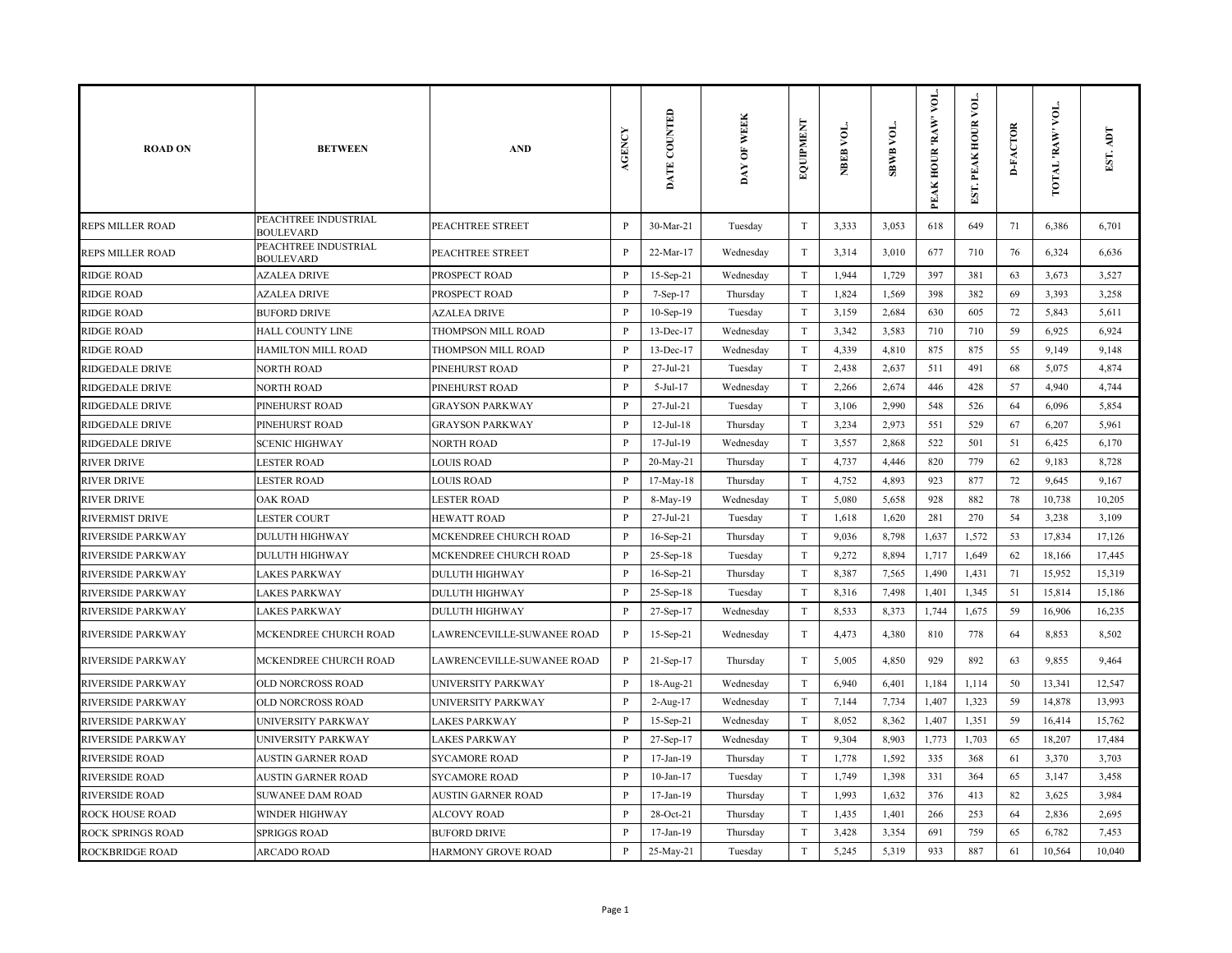| ROAD ON | BETWEEN | AND | AGENCY | DATE COUNTED | DAY OF WEEK | EQUIPMENT | NBEB VOL. | SBWB VOL. | PEAK HOUR 'RAW' VOL. | EST. PEAK HOUR VOL. | D-FACTOR | TOTAL 'RAW' VOL. | EST. ADT |
|---|---|---|---|---|---|---|---|---|---|---|---|---|---|
| REPS MILLER ROAD | PEACHTREE INDUSTRIAL BOULEVARD | PEACHTREE STREET | P | 30-Mar-21 | Tuesday | T | 3,333 | 3,053 | 618 | 649 | 71 | 6,386 | 6,701 |
| REPS MILLER ROAD | PEACHTREE INDUSTRIAL BOULEVARD | PEACHTREE STREET | P | 22-Mar-17 | Wednesday | T | 3,314 | 3,010 | 677 | 710 | 76 | 6,324 | 6,636 |
| RIDGE ROAD | AZALEA DRIVE | PROSPECT ROAD | P | 15-Sep-21 | Wednesday | T | 1,944 | 1,729 | 397 | 381 | 63 | 3,673 | 3,527 |
| RIDGE ROAD | AZALEA DRIVE | PROSPECT ROAD | P | 7-Sep-17 | Thursday | T | 1,824 | 1,569 | 398 | 382 | 69 | 3,393 | 3,258 |
| RIDGE ROAD | BUFORD DRIVE | AZALEA DRIVE | P | 10-Sep-19 | Tuesday | T | 3,159 | 2,684 | 630 | 605 | 72 | 5,843 | 5,611 |
| RIDGE ROAD | HALL COUNTY LINE | THOMPSON MILL ROAD | P | 13-Dec-17 | Wednesday | T | 3,342 | 3,583 | 710 | 710 | 59 | 6,925 | 6,924 |
| RIDGE ROAD | HAMILTON MILL ROAD | THOMPSON MILL ROAD | P | 13-Dec-17 | Wednesday | T | 4,339 | 4,810 | 875 | 875 | 55 | 9,149 | 9,148 |
| RIDGEDALE DRIVE | NORTH ROAD | PINEHURST ROAD | P | 27-Jul-21 | Tuesday | T | 2,438 | 2,637 | 511 | 491 | 68 | 5,075 | 4,874 |
| RIDGEDALE DRIVE | NORTH ROAD | PINEHURST ROAD | P | 5-Jul-17 | Wednesday | T | 2,266 | 2,674 | 446 | 428 | 57 | 4,940 | 4,744 |
| RIDGEDALE DRIVE | PINEHURST ROAD | GRAYSON PARKWAY | P | 27-Jul-21 | Tuesday | T | 3,106 | 2,990 | 548 | 526 | 64 | 6,096 | 5,854 |
| RIDGEDALE DRIVE | PINEHURST ROAD | GRAYSON PARKWAY | P | 12-Jul-18 | Thursday | T | 3,234 | 2,973 | 551 | 529 | 67 | 6,207 | 5,961 |
| RIDGEDALE DRIVE | SCENIC HIGHWAY | NORTH ROAD | P | 17-Jul-19 | Wednesday | T | 3,557 | 2,868 | 522 | 501 | 51 | 6,425 | 6,170 |
| RIVER DRIVE | LESTER ROAD | LOUIS ROAD | P | 20-May-21 | Thursday | T | 4,737 | 4,446 | 820 | 779 | 62 | 9,183 | 8,728 |
| RIVER DRIVE | LESTER ROAD | LOUIS ROAD | P | 17-May-18 | Thursday | T | 4,752 | 4,893 | 923 | 877 | 72 | 9,645 | 9,167 |
| RIVER DRIVE | OAK ROAD | LESTER ROAD | P | 8-May-19 | Wednesday | T | 5,080 | 5,658 | 928 | 882 | 78 | 10,738 | 10,205 |
| RIVERMIST DRIVE | LESTER COURT | HEWATT ROAD | P | 27-Jul-21 | Tuesday | T | 1,618 | 1,620 | 281 | 270 | 54 | 3,238 | 3,109 |
| RIVERSIDE PARKWAY | DULUTH HIGHWAY | MCKENDREE CHURCH ROAD | P | 16-Sep-21 | Thursday | T | 9,036 | 8,798 | 1,637 | 1,572 | 53 | 17,834 | 17,126 |
| RIVERSIDE PARKWAY | DULUTH HIGHWAY | MCKENDREE CHURCH ROAD | P | 25-Sep-18 | Tuesday | T | 9,272 | 8,894 | 1,717 | 1,649 | 62 | 18,166 | 17,445 |
| RIVERSIDE PARKWAY | LAKES PARKWAY | DULUTH HIGHWAY | P | 16-Sep-21 | Thursday | T | 8,387 | 7,565 | 1,490 | 1,431 | 71 | 15,952 | 15,319 |
| RIVERSIDE PARKWAY | LAKES PARKWAY | DULUTH HIGHWAY | P | 25-Sep-18 | Tuesday | T | 8,316 | 7,498 | 1,401 | 1,345 | 51 | 15,814 | 15,186 |
| RIVERSIDE PARKWAY | LAKES PARKWAY | DULUTH HIGHWAY | P | 27-Sep-17 | Wednesday | T | 8,533 | 8,373 | 1,744 | 1,675 | 59 | 16,906 | 16,235 |
| RIVERSIDE PARKWAY | MCKENDREE CHURCH ROAD | LAWRENCEVILLE-SUWANEE ROAD | P | 15-Sep-21 | Wednesday | T | 4,473 | 4,380 | 810 | 778 | 64 | 8,853 | 8,502 |
| RIVERSIDE PARKWAY | MCKENDREE CHURCH ROAD | LAWRENCEVILLE-SUWANEE ROAD | P | 21-Sep-17 | Thursday | T | 5,005 | 4,850 | 929 | 892 | 63 | 9,855 | 9,464 |
| RIVERSIDE PARKWAY | OLD NORCROSS ROAD | UNIVERSITY PARKWAY | P | 18-Aug-21 | Wednesday | T | 6,940 | 6,401 | 1,184 | 1,114 | 50 | 13,341 | 12,547 |
| RIVERSIDE PARKWAY | OLD NORCROSS ROAD | UNIVERSITY PARKWAY | P | 2-Aug-17 | Wednesday | T | 7,144 | 7,734 | 1,407 | 1,323 | 59 | 14,878 | 13,993 |
| RIVERSIDE PARKWAY | UNIVERSITY PARKWAY | LAKES PARKWAY | P | 15-Sep-21 | Wednesday | T | 8,052 | 8,362 | 1,407 | 1,351 | 59 | 16,414 | 15,762 |
| RIVERSIDE PARKWAY | UNIVERSITY PARKWAY | LAKES PARKWAY | P | 27-Sep-17 | Wednesday | T | 9,304 | 8,903 | 1,773 | 1,703 | 65 | 18,207 | 17,484 |
| RIVERSIDE ROAD | AUSTIN GARNER ROAD | SYCAMORE ROAD | P | 17-Jan-19 | Thursday | T | 1,778 | 1,592 | 335 | 368 | 61 | 3,370 | 3,703 |
| RIVERSIDE ROAD | AUSTIN GARNER ROAD | SYCAMORE ROAD | P | 10-Jan-17 | Tuesday | T | 1,749 | 1,398 | 331 | 364 | 65 | 3,147 | 3,458 |
| RIVERSIDE ROAD | SUWANEE DAM ROAD | AUSTIN GARNER ROAD | P | 17-Jan-19 | Thursday | T | 1,993 | 1,632 | 376 | 413 | 82 | 3,625 | 3,984 |
| ROCK HOUSE ROAD | WINDER HIGHWAY | ALCOVY ROAD | P | 28-Oct-21 | Thursday | T | 1,435 | 1,401 | 266 | 253 | 64 | 2,836 | 2,695 |
| ROCK SPRINGS ROAD | SPRIGGS ROAD | BUFORD DRIVE | P | 17-Jan-19 | Thursday | T | 3,428 | 3,354 | 691 | 759 | 65 | 6,782 | 7,453 |
| ROCKBRIDGE ROAD | ARCADO ROAD | HARMONY GROVE ROAD | P | 25-May-21 | Tuesday | T | 5,245 | 5,319 | 933 | 887 | 61 | 10,564 | 10,040 |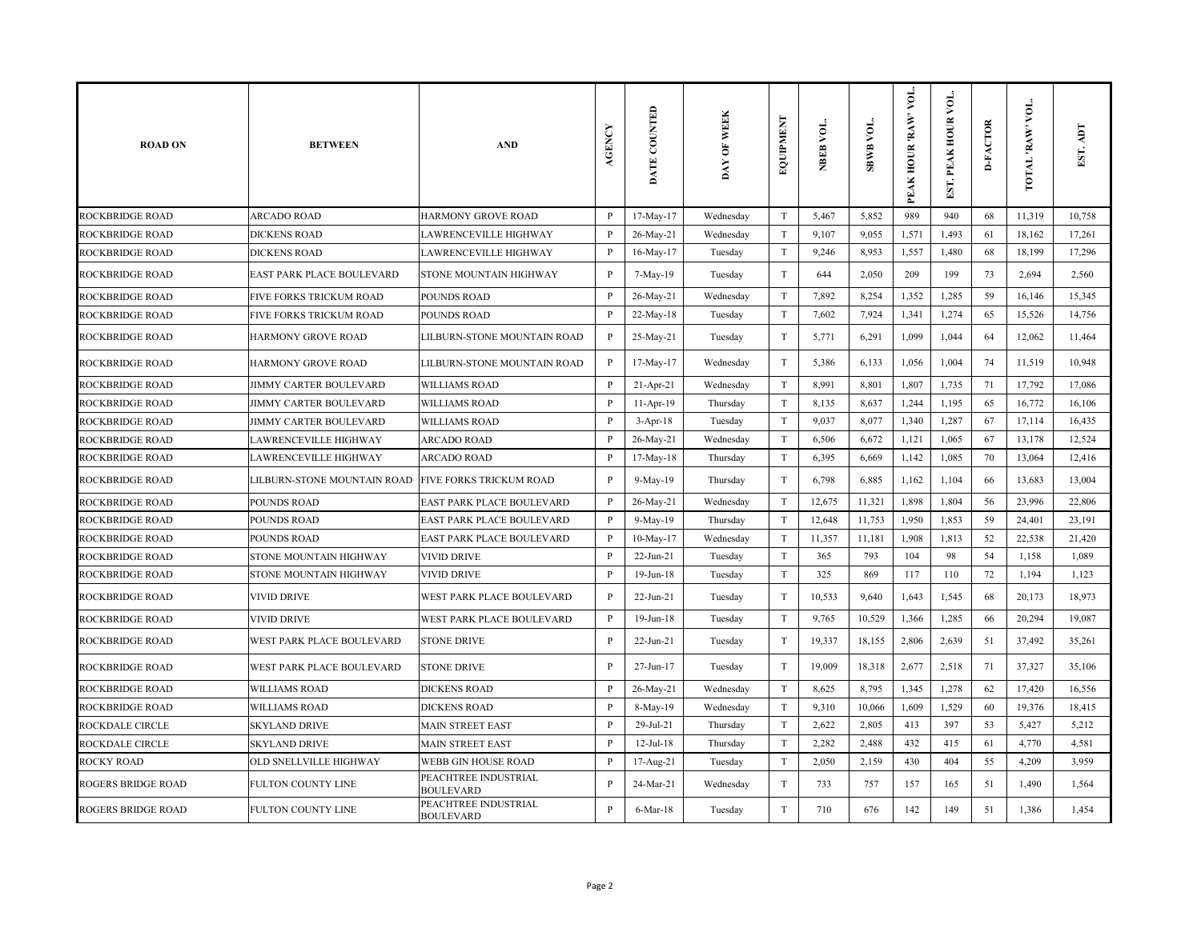| ROAD ON | BETWEEN | AND | AGENCY | DATE COUNTED | DAY OF WEEK | EQUIPMENT | NBEB VOL. | SBWB VOL. | PEAK HOUR 'RAW' VOL. | EST. PEAK HOUR VOL. | D-FACTOR | TOTAL 'RAW' VOL. | EST. ADT |
|---|---|---|---|---|---|---|---|---|---|---|---|---|---|
| ROCKBRIDGE ROAD | ARCADO ROAD | HARMONY GROVE ROAD | P | 17-May-17 | Wednesday | T | 5,467 | 5,852 | 989 | 940 | 68 | 11,319 | 10,758 |
| ROCKBRIDGE ROAD | DICKENS ROAD | LAWRENCEVILLE HIGHWAY | P | 26-May-21 | Wednesday | T | 9,107 | 9,055 | 1,571 | 1,493 | 61 | 18,162 | 17,261 |
| ROCKBRIDGE ROAD | DICKENS ROAD | LAWRENCEVILLE HIGHWAY | P | 16-May-17 | Tuesday | T | 9,246 | 8,953 | 1,557 | 1,480 | 68 | 18,199 | 17,296 |
| ROCKBRIDGE ROAD | EAST PARK PLACE BOULEVARD | STONE MOUNTAIN HIGHWAY | P | 7-May-19 | Tuesday | T | 644 | 2,050 | 209 | 199 | 73 | 2,694 | 2,560 |
| ROCKBRIDGE ROAD | FIVE FORKS TRICKUM ROAD | POUNDS ROAD | P | 26-May-21 | Wednesday | T | 7,892 | 8,254 | 1,352 | 1,285 | 59 | 16,146 | 15,345 |
| ROCKBRIDGE ROAD | FIVE FORKS TRICKUM ROAD | POUNDS ROAD | P | 22-May-18 | Tuesday | T | 7,602 | 7,924 | 1,341 | 1,274 | 65 | 15,526 | 14,756 |
| ROCKBRIDGE ROAD | HARMONY GROVE ROAD | LILBURN-STONE MOUNTAIN ROAD | P | 25-May-21 | Tuesday | T | 5,771 | 6,291 | 1,099 | 1,044 | 64 | 12,062 | 11,464 |
| ROCKBRIDGE ROAD | HARMONY GROVE ROAD | LILBURN-STONE MOUNTAIN ROAD | P | 17-May-17 | Wednesday | T | 5,386 | 6,133 | 1,056 | 1,004 | 74 | 11,519 | 10,948 |
| ROCKBRIDGE ROAD | JIMMY CARTER BOULEVARD | WILLIAMS ROAD | P | 21-Apr-21 | Wednesday | T | 8,991 | 8,801 | 1,807 | 1,735 | 71 | 17,792 | 17,086 |
| ROCKBRIDGE ROAD | JIMMY CARTER BOULEVARD | WILLIAMS ROAD | P | 11-Apr-19 | Thursday | T | 8,135 | 8,637 | 1,244 | 1,195 | 65 | 16,772 | 16,106 |
| ROCKBRIDGE ROAD | JIMMY CARTER BOULEVARD | WILLIAMS ROAD | P | 3-Apr-18 | Tuesday | T | 9,037 | 8,077 | 1,340 | 1,287 | 67 | 17,114 | 16,435 |
| ROCKBRIDGE ROAD | LAWRENCEVILLE HIGHWAY | ARCADO ROAD | P | 26-May-21 | Wednesday | T | 6,506 | 6,672 | 1,121 | 1,065 | 67 | 13,178 | 12,524 |
| ROCKBRIDGE ROAD | LAWRENCEVILLE HIGHWAY | ARCADO ROAD | P | 17-May-18 | Thursday | T | 6,395 | 6,669 | 1,142 | 1,085 | 70 | 13,064 | 12,416 |
| ROCKBRIDGE ROAD | LILBURN-STONE MOUNTAIN ROAD | FIVE FORKS TRICKUM ROAD | P | 9-May-19 | Thursday | T | 6,798 | 6,885 | 1,162 | 1,104 | 66 | 13,683 | 13,004 |
| ROCKBRIDGE ROAD | POUNDS ROAD | EAST PARK PLACE BOULEVARD | P | 26-May-21 | Wednesday | T | 12,675 | 11,321 | 1,898 | 1,804 | 56 | 23,996 | 22,806 |
| ROCKBRIDGE ROAD | POUNDS ROAD | EAST PARK PLACE BOULEVARD | P | 9-May-19 | Thursday | T | 12,648 | 11,753 | 1,950 | 1,853 | 59 | 24,401 | 23,191 |
| ROCKBRIDGE ROAD | POUNDS ROAD | EAST PARK PLACE BOULEVARD | P | 10-May-17 | Wednesday | T | 11,357 | 11,181 | 1,908 | 1,813 | 52 | 22,538 | 21,420 |
| ROCKBRIDGE ROAD | STONE MOUNTAIN HIGHWAY | VIVID DRIVE | P | 22-Jun-21 | Tuesday | T | 365 | 793 | 104 | 98 | 54 | 1,158 | 1,089 |
| ROCKBRIDGE ROAD | STONE MOUNTAIN HIGHWAY | VIVID DRIVE | P | 19-Jun-18 | Tuesday | T | 325 | 869 | 117 | 110 | 72 | 1,194 | 1,123 |
| ROCKBRIDGE ROAD | VIVID DRIVE | WEST PARK PLACE BOULEVARD | P | 22-Jun-21 | Tuesday | T | 10,533 | 9,640 | 1,643 | 1,545 | 68 | 20,173 | 18,973 |
| ROCKBRIDGE ROAD | VIVID DRIVE | WEST PARK PLACE BOULEVARD | P | 19-Jun-18 | Tuesday | T | 9,765 | 10,529 | 1,366 | 1,285 | 66 | 20,294 | 19,087 |
| ROCKBRIDGE ROAD | WEST PARK PLACE BOULEVARD | STONE DRIVE | P | 22-Jun-21 | Tuesday | T | 19,337 | 18,155 | 2,806 | 2,639 | 51 | 37,492 | 35,261 |
| ROCKBRIDGE ROAD | WEST PARK PLACE BOULEVARD | STONE DRIVE | P | 27-Jun-17 | Tuesday | T | 19,009 | 18,318 | 2,677 | 2,518 | 71 | 37,327 | 35,106 |
| ROCKBRIDGE ROAD | WILLIAMS ROAD | DICKENS ROAD | P | 26-May-21 | Wednesday | T | 8,625 | 8,795 | 1,345 | 1,278 | 62 | 17,420 | 16,556 |
| ROCKBRIDGE ROAD | WILLIAMS ROAD | DICKENS ROAD | P | 8-May-19 | Wednesday | T | 9,310 | 10,066 | 1,609 | 1,529 | 60 | 19,376 | 18,415 |
| ROCKDALE CIRCLE | SKYLAND DRIVE | MAIN STREET EAST | P | 29-Jul-21 | Thursday | T | 2,622 | 2,805 | 413 | 397 | 53 | 5,427 | 5,212 |
| ROCKDALE CIRCLE | SKYLAND DRIVE | MAIN STREET EAST | P | 12-Jul-18 | Thursday | T | 2,282 | 2,488 | 432 | 415 | 61 | 4,770 | 4,581 |
| ROCKY ROAD | OLD SNELLVILLE HIGHWAY | WEBB GIN HOUSE ROAD | P | 17-Aug-21 | Tuesday | T | 2,050 | 2,159 | 430 | 404 | 55 | 4,209 | 3,959 |
| ROGERS BRIDGE ROAD | FULTON COUNTY LINE | PEACHTREE INDUSTRIAL BOULEVARD | P | 24-Mar-21 | Wednesday | T | 733 | 757 | 157 | 165 | 51 | 1,490 | 1,564 |
| ROGERS BRIDGE ROAD | FULTON COUNTY LINE | PEACHTREE INDUSTRIAL BOULEVARD | P | 6-Mar-18 | Tuesday | T | 710 | 676 | 142 | 149 | 51 | 1,386 | 1,454 |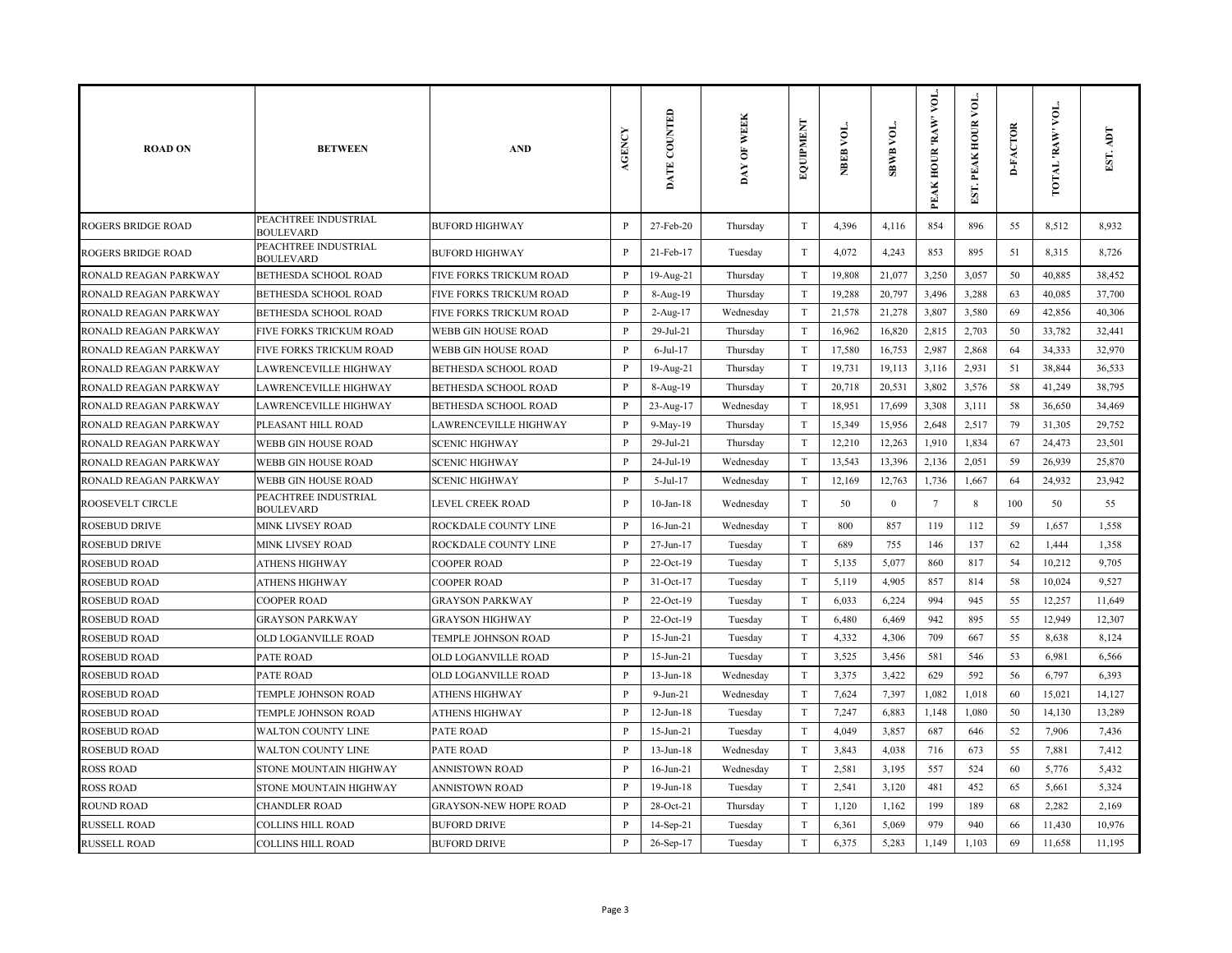| ROAD ON | BETWEEN | AND | AGENCY | DATE COUNTED | DAY OF WEEK | EQUIPMENT | NBEB VOL. | SBWB VOL. | PEAK HOUR 'RAW' VOL. | EST. PEAK HOUR VOL. | D-FACTOR | TOTAL 'RAW' VOL. | EST. ADT |
|---|---|---|---|---|---|---|---|---|---|---|---|---|---|
| ROGERS BRIDGE ROAD | PEACHTREE INDUSTRIAL BOULEVARD | BUFORD HIGHWAY | P | 27-Feb-20 | Thursday | T | 4,396 | 4,116 | 854 | 896 | 55 | 8,512 | 8,932 |
| ROGERS BRIDGE ROAD | PEACHTREE INDUSTRIAL BOULEVARD | BUFORD HIGHWAY | P | 21-Feb-17 | Tuesday | T | 4,072 | 4,243 | 853 | 895 | 51 | 8,315 | 8,726 |
| RONALD REAGAN PARKWAY | BETHESDA SCHOOL ROAD | FIVE FORKS TRICKUM ROAD | P | 19-Aug-21 | Thursday | T | 19,808 | 21,077 | 3,250 | 3,057 | 50 | 40,885 | 38,452 |
| RONALD REAGAN PARKWAY | BETHESDA SCHOOL ROAD | FIVE FORKS TRICKUM ROAD | P | 8-Aug-19 | Thursday | T | 19,288 | 20,797 | 3,496 | 3,288 | 63 | 40,085 | 37,700 |
| RONALD REAGAN PARKWAY | BETHESDA SCHOOL ROAD | FIVE FORKS TRICKUM ROAD | P | 2-Aug-17 | Wednesday | T | 21,578 | 21,278 | 3,807 | 3,580 | 69 | 42,856 | 40,306 |
| RONALD REAGAN PARKWAY | FIVE FORKS TRICKUM ROAD | WEBB GIN HOUSE ROAD | P | 29-Jul-21 | Thursday | T | 16,962 | 16,820 | 2,815 | 2,703 | 50 | 33,782 | 32,441 |
| RONALD REAGAN PARKWAY | FIVE FORKS TRICKUM ROAD | WEBB GIN HOUSE ROAD | P | 6-Jul-17 | Thursday | T | 17,580 | 16,753 | 2,987 | 2,868 | 64 | 34,333 | 32,970 |
| RONALD REAGAN PARKWAY | LAWRENCEVILLE HIGHWAY | BETHESDA SCHOOL ROAD | P | 19-Aug-21 | Thursday | T | 19,731 | 19,113 | 3,116 | 2,931 | 51 | 38,844 | 36,533 |
| RONALD REAGAN PARKWAY | LAWRENCEVILLE HIGHWAY | BETHESDA SCHOOL ROAD | P | 8-Aug-19 | Thursday | T | 20,718 | 20,531 | 3,802 | 3,576 | 58 | 41,249 | 38,795 |
| RONALD REAGAN PARKWAY | LAWRENCEVILLE HIGHWAY | BETHESDA SCHOOL ROAD | P | 23-Aug-17 | Wednesday | T | 18,951 | 17,699 | 3,308 | 3,111 | 58 | 36,650 | 34,469 |
| RONALD REAGAN PARKWAY | PLEASANT HILL ROAD | LAWRENCEVILLE HIGHWAY | P | 9-May-19 | Thursday | T | 15,349 | 15,956 | 2,648 | 2,517 | 79 | 31,305 | 29,752 |
| RONALD REAGAN PARKWAY | WEBB GIN HOUSE ROAD | SCENIC HIGHWAY | P | 29-Jul-21 | Thursday | T | 12,210 | 12,263 | 1,910 | 1,834 | 67 | 24,473 | 23,501 |
| RONALD REAGAN PARKWAY | WEBB GIN HOUSE ROAD | SCENIC HIGHWAY | P | 24-Jul-19 | Wednesday | T | 13,543 | 13,396 | 2,136 | 2,051 | 59 | 26,939 | 25,870 |
| RONALD REAGAN PARKWAY | WEBB GIN HOUSE ROAD | SCENIC HIGHWAY | P | 5-Jul-17 | Wednesday | T | 12,169 | 12,763 | 1,736 | 1,667 | 64 | 24,932 | 23,942 |
| ROOSEVELT CIRCLE | PEACHTREE INDUSTRIAL BOULEVARD | LEVEL CREEK ROAD | P | 10-Jan-18 | Wednesday | T | 50 | 0 | 7 | 8 | 100 | 50 | 55 |
| ROSEBUD DRIVE | MINK LIVSEY ROAD | ROCKDALE COUNTY LINE | P | 16-Jun-21 | Wednesday | T | 800 | 857 | 119 | 112 | 59 | 1,657 | 1,558 |
| ROSEBUD DRIVE | MINK LIVSEY ROAD | ROCKDALE COUNTY LINE | P | 27-Jun-17 | Tuesday | T | 689 | 755 | 146 | 137 | 62 | 1,444 | 1,358 |
| ROSEBUD ROAD | ATHENS HIGHWAY | COOPER ROAD | P | 22-Oct-19 | Tuesday | T | 5,135 | 5,077 | 860 | 817 | 54 | 10,212 | 9,705 |
| ROSEBUD ROAD | ATHENS HIGHWAY | COOPER ROAD | P | 31-Oct-17 | Tuesday | T | 5,119 | 4,905 | 857 | 814 | 58 | 10,024 | 9,527 |
| ROSEBUD ROAD | COOPER ROAD | GRAYSON PARKWAY | P | 22-Oct-19 | Tuesday | T | 6,033 | 6,224 | 994 | 945 | 55 | 12,257 | 11,649 |
| ROSEBUD ROAD | GRAYSON PARKWAY | GRAYSON HIGHWAY | P | 22-Oct-19 | Tuesday | T | 6,480 | 6,469 | 942 | 895 | 55 | 12,949 | 12,307 |
| ROSEBUD ROAD | OLD LOGANVILLE ROAD | TEMPLE JOHNSON ROAD | P | 15-Jun-21 | Tuesday | T | 4,332 | 4,306 | 709 | 667 | 55 | 8,638 | 8,124 |
| ROSEBUD ROAD | PATE ROAD | OLD LOGANVILLE ROAD | P | 15-Jun-21 | Tuesday | T | 3,525 | 3,456 | 581 | 546 | 53 | 6,981 | 6,566 |
| ROSEBUD ROAD | PATE ROAD | OLD LOGANVILLE ROAD | P | 13-Jun-18 | Wednesday | T | 3,375 | 3,422 | 629 | 592 | 56 | 6,797 | 6,393 |
| ROSEBUD ROAD | TEMPLE JOHNSON ROAD | ATHENS HIGHWAY | P | 9-Jun-21 | Wednesday | T | 7,624 | 7,397 | 1,082 | 1,018 | 60 | 15,021 | 14,127 |
| ROSEBUD ROAD | TEMPLE JOHNSON ROAD | ATHENS HIGHWAY | P | 12-Jun-18 | Tuesday | T | 7,247 | 6,883 | 1,148 | 1,080 | 50 | 14,130 | 13,289 |
| ROSEBUD ROAD | WALTON COUNTY LINE | PATE ROAD | P | 15-Jun-21 | Tuesday | T | 4,049 | 3,857 | 687 | 646 | 52 | 7,906 | 7,436 |
| ROSEBUD ROAD | WALTON COUNTY LINE | PATE ROAD | P | 13-Jun-18 | Wednesday | T | 3,843 | 4,038 | 716 | 673 | 55 | 7,881 | 7,412 |
| ROSS ROAD | STONE MOUNTAIN HIGHWAY | ANNISTOWN ROAD | P | 16-Jun-21 | Wednesday | T | 2,581 | 3,195 | 557 | 524 | 60 | 5,776 | 5,432 |
| ROSS ROAD | STONE MOUNTAIN HIGHWAY | ANNISTOWN ROAD | P | 19-Jun-18 | Tuesday | T | 2,541 | 3,120 | 481 | 452 | 65 | 5,661 | 5,324 |
| ROUND ROAD | CHANDLER ROAD | GRAYSON-NEW HOPE ROAD | P | 28-Oct-21 | Thursday | T | 1,120 | 1,162 | 199 | 189 | 68 | 2,282 | 2,169 |
| RUSSELL ROAD | COLLINS HILL ROAD | BUFORD DRIVE | P | 14-Sep-21 | Tuesday | T | 6,361 | 5,069 | 979 | 940 | 66 | 11,430 | 10,976 |
| RUSSELL ROAD | COLLINS HILL ROAD | BUFORD DRIVE | P | 26-Sep-17 | Tuesday | T | 6,375 | 5,283 | 1,149 | 1,103 | 69 | 11,658 | 11,195 |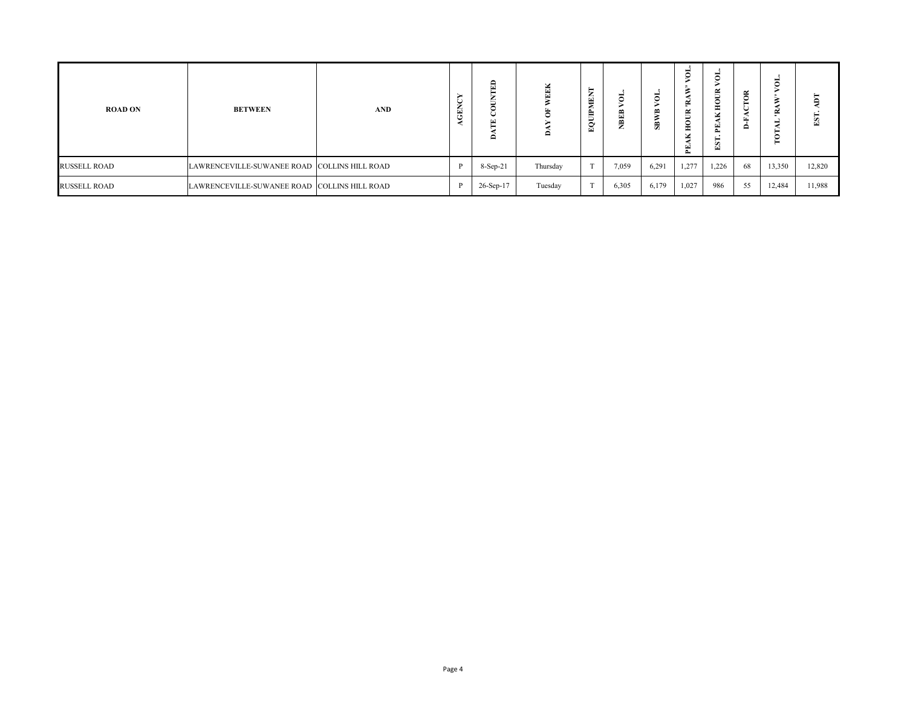| ROAD ON | BETWEEN | AND | AGENCY | DATE COUNTED | DAY OF WEEK | EQUIPMENT | NBEB VOL. | SBWB VOL. | PEAK HOUR 'RAW' VOL. | EST. PEAK HOUR VOL. | D-FACTOR | TOTAL 'RAW' VOL. | EST. ADT |
|---|---|---|---|---|---|---|---|---|---|---|---|---|---|
| RUSSELL ROAD | LAWRENCEVILLE-SUWANEE ROAD | COLLINS HILL ROAD | P | 8-Sep-21 | Thursday | T | 7,059 | 6,291 | 1,277 | 1,226 | 68 | 13,350 | 12,820 |
| RUSSELL ROAD | LAWRENCEVILLE-SUWANEE ROAD | COLLINS HILL ROAD | P | 26-Sep-17 | Tuesday | T | 6,305 | 6,179 | 1,027 | 986 | 55 | 12,484 | 11,988 |